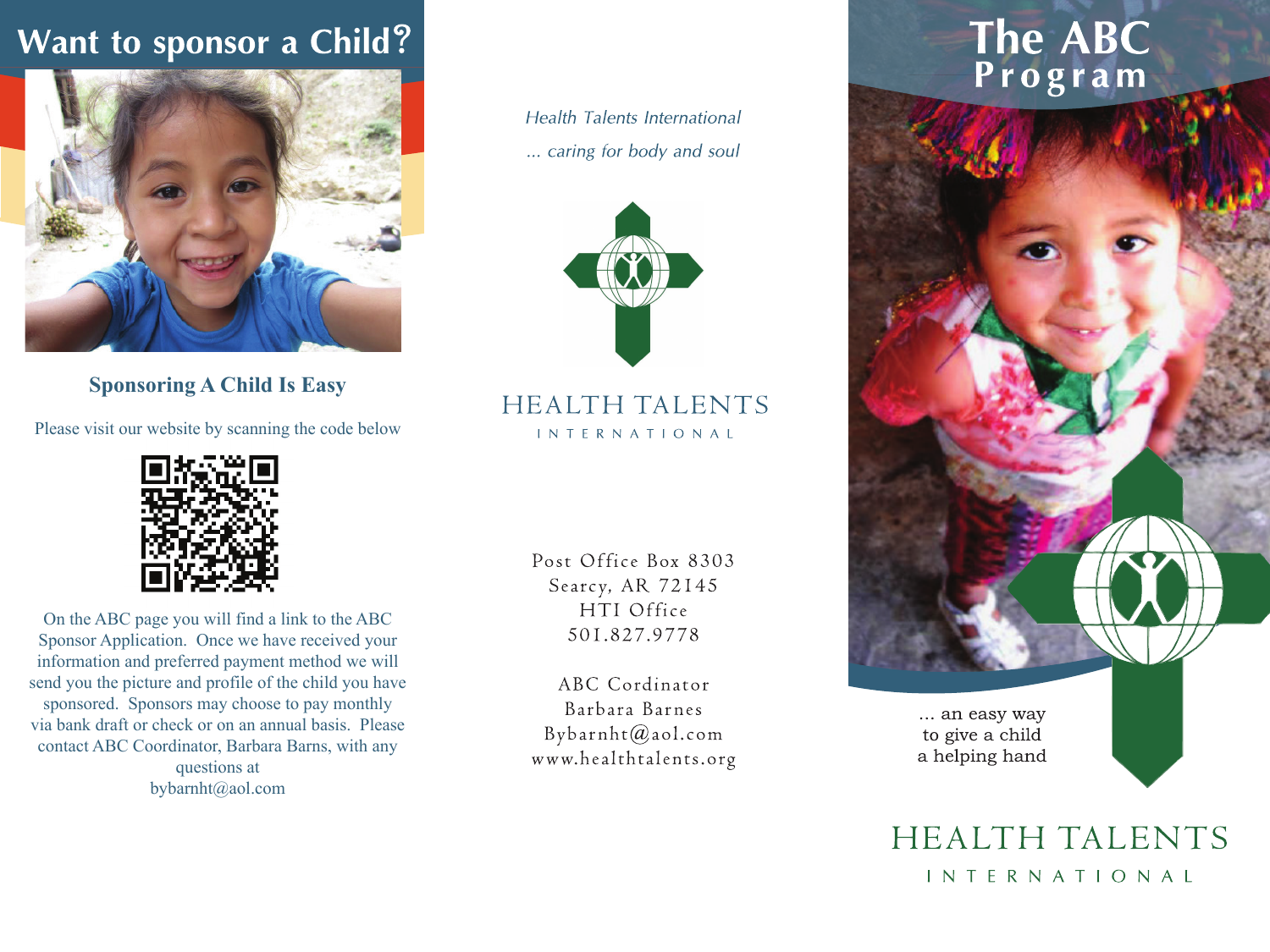# Want to sponsor a Child?

## Sponsoring A Child Is Easy

Please visit our website by scanning the code below

On the ABC page you will find a link to the ABC Sponsor Application. Once we have received your information and preferred payment method we will send you the picture and profile of the child you have sponsored. Sponsors may choose to pay monthly via bank draft or check or on an annual basis. Please contact ABC Coordinator, Barbara Barns, with any questions at bybarnht@aol.com

*Health Talents International*

*... caring for body and soul*

HEALTH TALENTS
INTERNATIONAL

Post Office Box 8303
Searcy, AR 72145
HTI Office
501.827.9778

ABC Cordinator
Barbara Barnes
Bybarnht@aol.com
www.healthtalents.org

# The ABC Program

... an easy way to give a child a helping hand

HEALTH TALENTS
INTERNATIONAL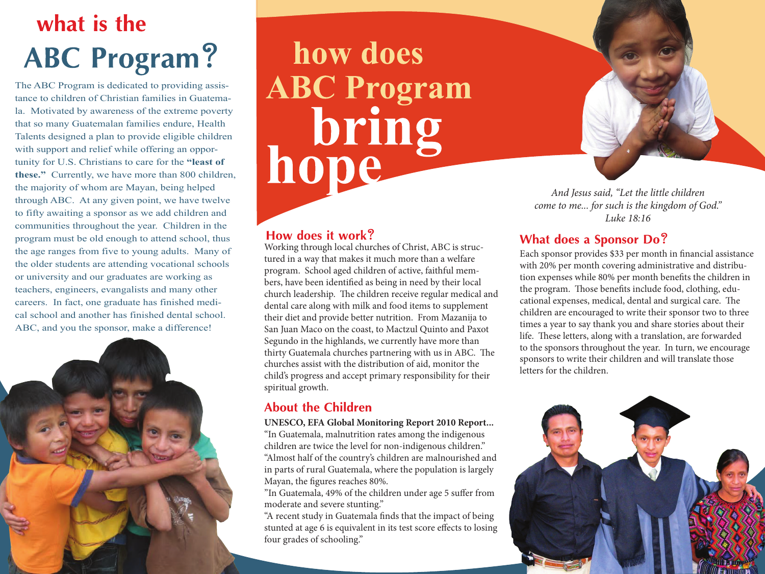# what is the ABC Program?

The ABC Program is dedicated to providing assistance to children of Christian families in Guatemala. Motivated by awareness of the extreme poverty that so many Guatemalan families endure, Health Talents designed a plan to provide eligible children with support and relief while offering an opportunity for U.S. Christians to care for the **"least of these."** Currently, we have more than 800 children, the majority of whom are Mayan, being helped through ABC. At any given point, we have twelve to fifty awaiting a sponsor as we add children and communities throughout the year. Children in the program must be old enough to attend school, thus the age ranges from five to young adults. Many of the older students are attending vocational schools or university and our graduates are working as teachers, engineers, evangalists and many other careers. In fact, one graduate has finished medical school and another has finished dental school. ABC, and you the sponsor, make a difference!

# how does ABC Program bring hope

*And Jesus said, "Let the little children come to me... for such is the kingdom of God." Luke 18:16*

## How does it work?

Working through local churches of Christ, ABC is structured in a way that makes it much more than a welfare program. School aged children of active, faithful members, have been identified as being in need by their local church leadership. The children receive regular medical and dental care along with milk and food items to supplement their diet and provide better nutrition. From Mazanija to San Juan Maco on the coast, to Mactzul Quinto and Paxot Segundo in the highlands, we currently have more than thirty Guatemala churches partnering with us in ABC. The churches assist with the distribution of aid, monitor the child's progress and accept primary responsibility for their spiritual growth.

## About the Children

**UNESCO, EFA Global Monitoring Report 2010 Report...**

"In Guatemala, malnutrition rates among the indigenous children are twice the level for non-indigenous children."

"Almost half of the country's children are malnourished and in parts of rural Guatemala, where the population is largely Mayan, the figures reaches 80%.

"In Guatemala, 49% of the children under age 5 suffer from moderate and severe stunting."

"A recent study in Guatemala finds that the impact of being stunted at age 6 is equivalent in its test score effects to losing four grades of schooling."

## What does a Sponsor Do?

Each sponsor provides $33 per month in financial assistance with 20% per month covering administrative and distribution expenses while 80% per month benefits the children in the program. Those benefits include food, clothing, educational expenses, medical, dental and surgical care. The children are encouraged to write their sponsor two to three times a year to say thank you and share stories about their life. These letters, along with a translation, are forwarded to the sponsors throughout the year. In turn, we encourage sponsors to write their children and will translate those letters for the children.